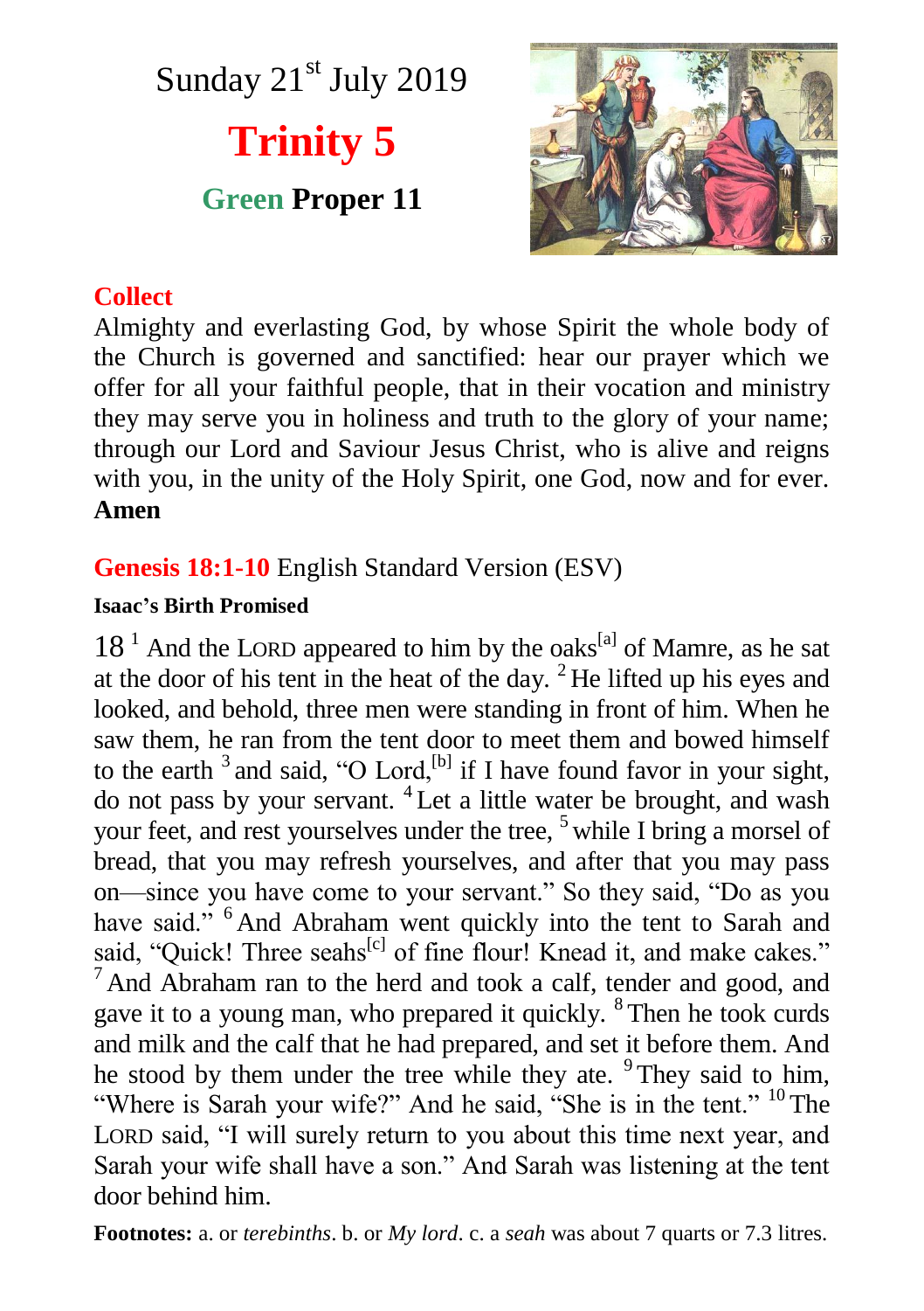# Sunday 21st July 2019

## Trinity 5

### Green Proper 11

**Collect**

Almighty and everlasting God, by whose Spirit the whole body of the Church is governed and sanctified: hear our prayer which we offer for all your faithful people, that in their vocation and ministry they may serve you in holiness and truth to the glory of your name; through our Lord and Saviour Jesus Christ, who is alive and reigns with you, in the unity of the Holy Spirit, one God, now and for ever. **Amen**

**Genesis 18:1-10** English Standard Version (ESV)

**Isaac's Birth Promised**

18 1 And the LORD appeared to him by the oaks[a] of Mamre, as he sat at the door of his tent in the heat of the day. 2 He lifted up his eyes and looked, and behold, three men were standing in front of him. When he saw them, he ran from the tent door to meet them and bowed himself to the earth 3 and said, "O Lord,[b] if I have found favor in your sight, do not pass by your servant. 4 Let a little water be brought, and wash your feet, and rest yourselves under the tree, 5 while I bring a morsel of bread, that you may refresh yourselves, and after that you may pass on—since you have come to your servant." So they said, "Do as you have said." 6 And Abraham went quickly into the tent to Sarah and said, "Quick! Three seahs[c] of fine flour! Knead it, and make cakes." 7 And Abraham ran to the herd and took a calf, tender and good, and gave it to a young man, who prepared it quickly. 8 Then he took curds and milk and the calf that he had prepared, and set it before them. And he stood by them under the tree while they ate. 9 They said to him, "Where is Sarah your wife?" And he said, "She is in the tent." 10 The LORD said, "I will surely return to you about this time next year, and Sarah your wife shall have a son." And Sarah was listening at the tent door behind him.

**Footnotes:** a. or *terebinths*. b. or *My lord*. c. a *seah* was about 7 quarts or 7.3 litres.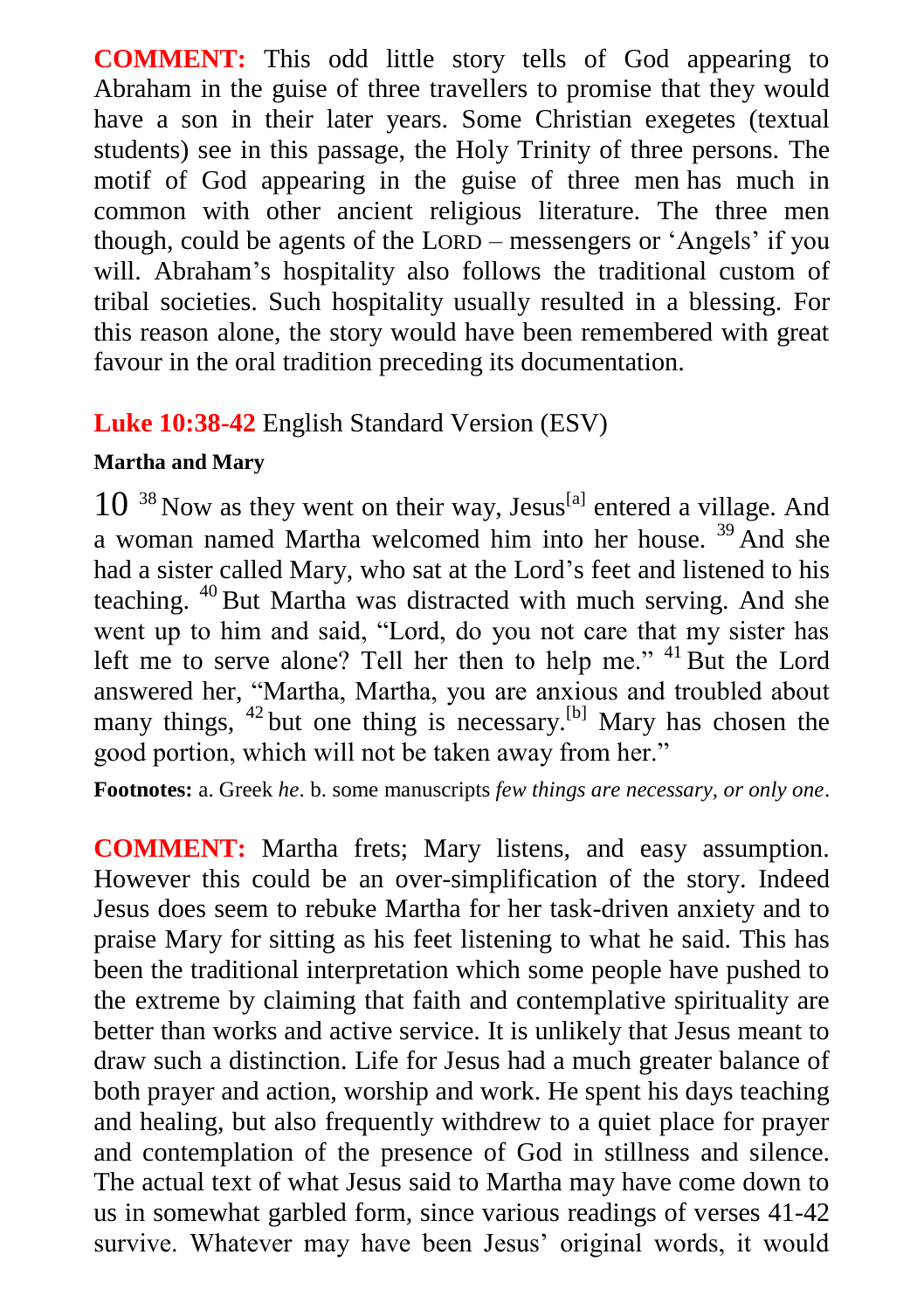**COMMENT:** This odd little story tells of God appearing to Abraham in the guise of three travellers to promise that they would have a son in their later years. Some Christian exegetes (textual students) see in this passage, the Holy Trinity of three persons. The motif of God appearing in the guise of three men has much in common with other ancient religious literature. The three men though, could be agents of the LORD – messengers or ‘Angels’ if you will. Abraham’s hospitality also follows the traditional custom of tribal societies. Such hospitality usually resulted in a blessing. For this reason alone, the story would have been remembered with great favour in the oral tradition preceding its documentation.

**Luke 10:38-42** English Standard Version (ESV)

**Martha and Mary**

10 [38] Now as they went on their way, Jesus[a] entered a village. And a woman named Martha welcomed him into her house. [39] And she had a sister called Mary, who sat at the Lord’s feet and listened to his teaching. [40] But Martha was distracted with much serving. And she went up to him and said, “Lord, do you not care that my sister has left me to serve alone? Tell her then to help me.” [41] But the Lord answered her, “Martha, Martha, you are anxious and troubled about many things, [42] but one thing is necessary.[b] Mary has chosen the good portion, which will not be taken away from her.”

**Footnotes:** a. Greek *he*. b. some manuscripts *few things are necessary, or only one*.

**COMMENT:** Martha frets; Mary listens, and easy assumption. However this could be an over-simplification of the story. Indeed Jesus does seem to rebuke Martha for her task-driven anxiety and to praise Mary for sitting as his feet listening to what he said. This has been the traditional interpretation which some people have pushed to the extreme by claiming that faith and contemplative spirituality are better than works and active service. It is unlikely that Jesus meant to draw such a distinction. Life for Jesus had a much greater balance of both prayer and action, worship and work. He spent his days teaching and healing, but also frequently withdrew to a quiet place for prayer and contemplation of the presence of God in stillness and silence. The actual text of what Jesus said to Martha may have come down to us in somewhat garbled form, since various readings of verses 41-42 survive. Whatever may have been Jesus’ original words, it would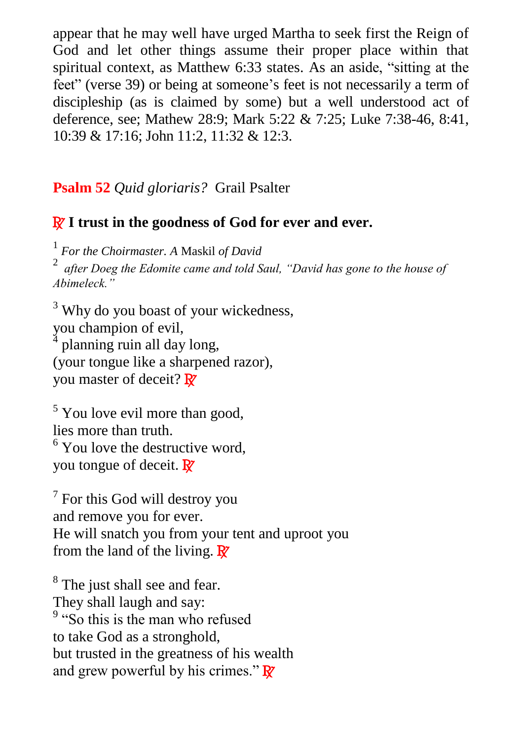appear that he may well have urged Martha to seek first the Reign of God and let other things assume their proper place within that spiritual context, as Matthew 6:33 states. As an aside, "sitting at the feet" (verse 39) or being at someone's feet is not necessarily a term of discipleship (as is claimed by some) but a well understood act of deference, see; Mathew 28:9; Mark 5:22 & 7:25; Luke 7:38-46, 8:41, 10:39 & 17:16; John 11:2, 11:32 & 12:3.

## **Psalm 52** *Quid gloriaris?* Grail Psalter

**℟ I trust in the goodness of God for ever and ever.**

[1] *For the Choirmaster. A* Maskil *of David*
[2] *after Doeg the Edomite came and told Saul, "David has gone to the house of Abimeleck."*

[3] Why do you boast of your wickedness,
you champion of evil,
[4] planning ruin all day long,
(your tongue like a sharpened razor),
you master of deceit? ℟

[5] You love evil more than good,
lies more than truth.
[6] You love the destructive word,
you tongue of deceit. ℟

[7] For this God will destroy you
and remove you for ever.
He will snatch you from your tent and uproot you
from the land of the living. ℟

[8] The just shall see and fear.
They shall laugh and say:
[9] "So this is the man who refused
to take God as a stronghold,
but trusted in the greatness of his wealth
and grew powerful by his crimes." ℟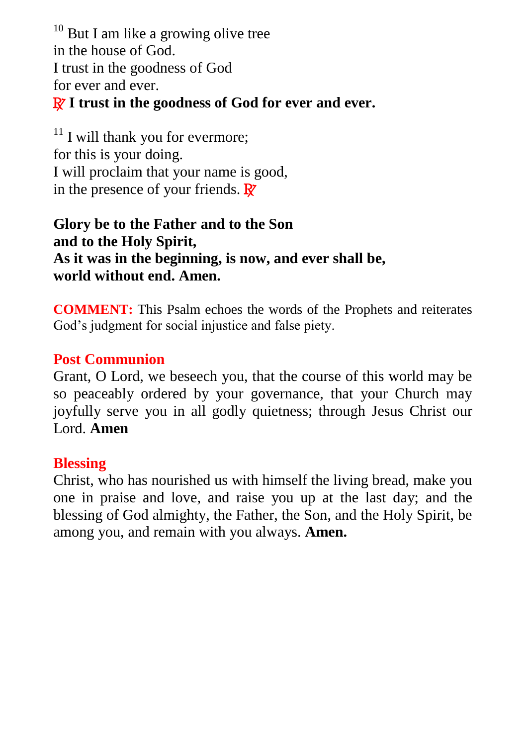[10] But I am like a growing olive tree
in the house of God.
I trust in the goodness of God
for ever and ever.
℟ **I trust in the goodness of God for ever and ever.**

[11] I will thank you for evermore;
for this is your doing.
I will proclaim that your name is good,
in the presence of your friends. ℟

**Glory be to the Father and to the Son**
**and to the Holy Spirit,**
**As it was in the beginning, is now, and ever shall be,**
**world without end. Amen.**

**COMMENT:** This Psalm echoes the words of the Prophets and reiterates God's judgment for social injustice and false piety.

## Post Communion

Grant, O Lord, we beseech you, that the course of this world may be so peaceably ordered by your governance, that your Church may joyfully serve you in all godly quietness; through Jesus Christ our Lord. **Amen**

## Blessing

Christ, who has nourished us with himself the living bread, make you one in praise and love, and raise you up at the last day; and the blessing of God almighty, the Father, the Son, and the Holy Spirit, be among you, and remain with you always. **Amen.**